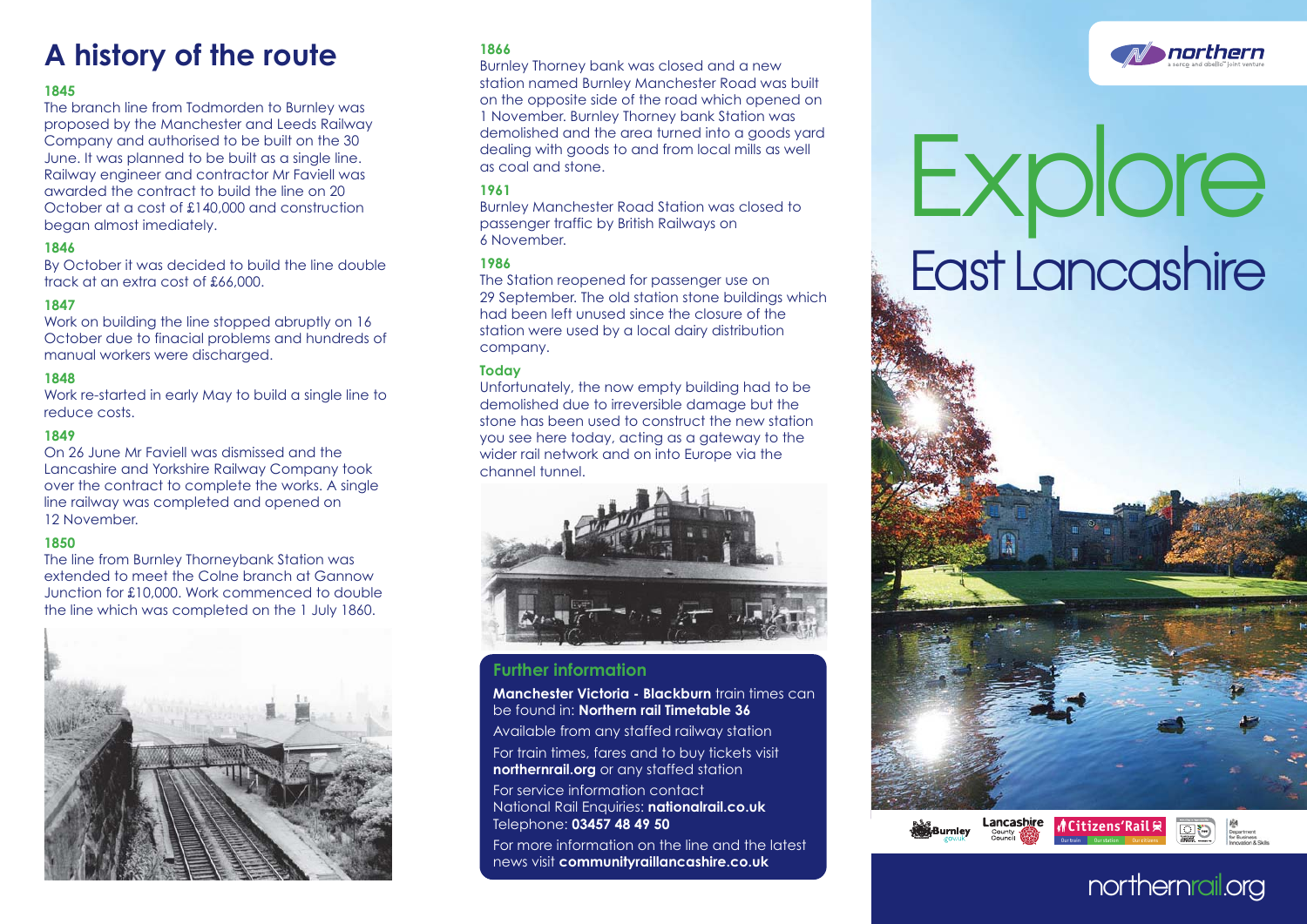# A history of the route

**1845**

The branch line from Todmorden to Burnley was proposed by the Manchester and Leeds Railway Company and authorised to be built on the 30 June. It was planned to be built as a single line. Railway engineer and contractor Mr Faviell was awarded the contract to build the line on 20 October at a cost of £140,000 and construction began almost imediately.

**1846**

By October it was decided to build the line double track at an extra cost of £66,000.

**1847**

Work on building the line stopped abruptly on 16 October due to finacial problems and hundreds of manual workers were discharged.

**1848**

Work re-started in early May to build a single line to reduce costs.

**1849**

On 26 June Mr Faviell was dismissed and the Lancashire and Yorkshire Railway Company took over the contract to complete the works. A single line railway was completed and opened on 12 November.

**1850**

The line from Burnley Thorneybank Station was extended to meet the Colne branch at Gannow Junction for £10,000. Work commenced to double the line which was completed on the 1 July 1860.

**1866**

Burnley Thorney bank was closed and a new station named Burnley Manchester Road was built on the opposite side of the road which opened on 1 November. Burnley Thorney bank Station was demolished and the area turned into a goods yard dealing with goods to and from local mills as well as coal and stone.

**1961**

Burnley Manchester Road Station was closed to passenger traffic by British Railways on 6 November.

**1986**

The Station reopened for passenger use on 29 September. The old station stone buildings which had been left unused since the closure of the station were used by a local dairy distribution company.

**Today**

Unfortunately, the now empty building had to be demolished due to irreversible damage but the stone has been used to construct the new station you see here today, acting as a gateway to the wider rail network and on into Europe via the channel tunnel.

## Further information

**Manchester Victoria - Blackburn** train times can be found in: **Northern rail Timetable 36**

Available from any staffed railway station

For train times, fares and to buy tickets visit **northernrail.org** or any staffed station

For service information contact National Rail Enquiries: **nationalrail.co.uk** Telephone: **03457 48 49 50**

For more information on the line and the latest news visit **communityraillancashire.co.uk**

northern — a serco and abellio joint venture

# Explore East Lancashire

Burnley | Lancashire County Council | Citizens'Rail | Department for Business Innovation & Skills

northernrail.org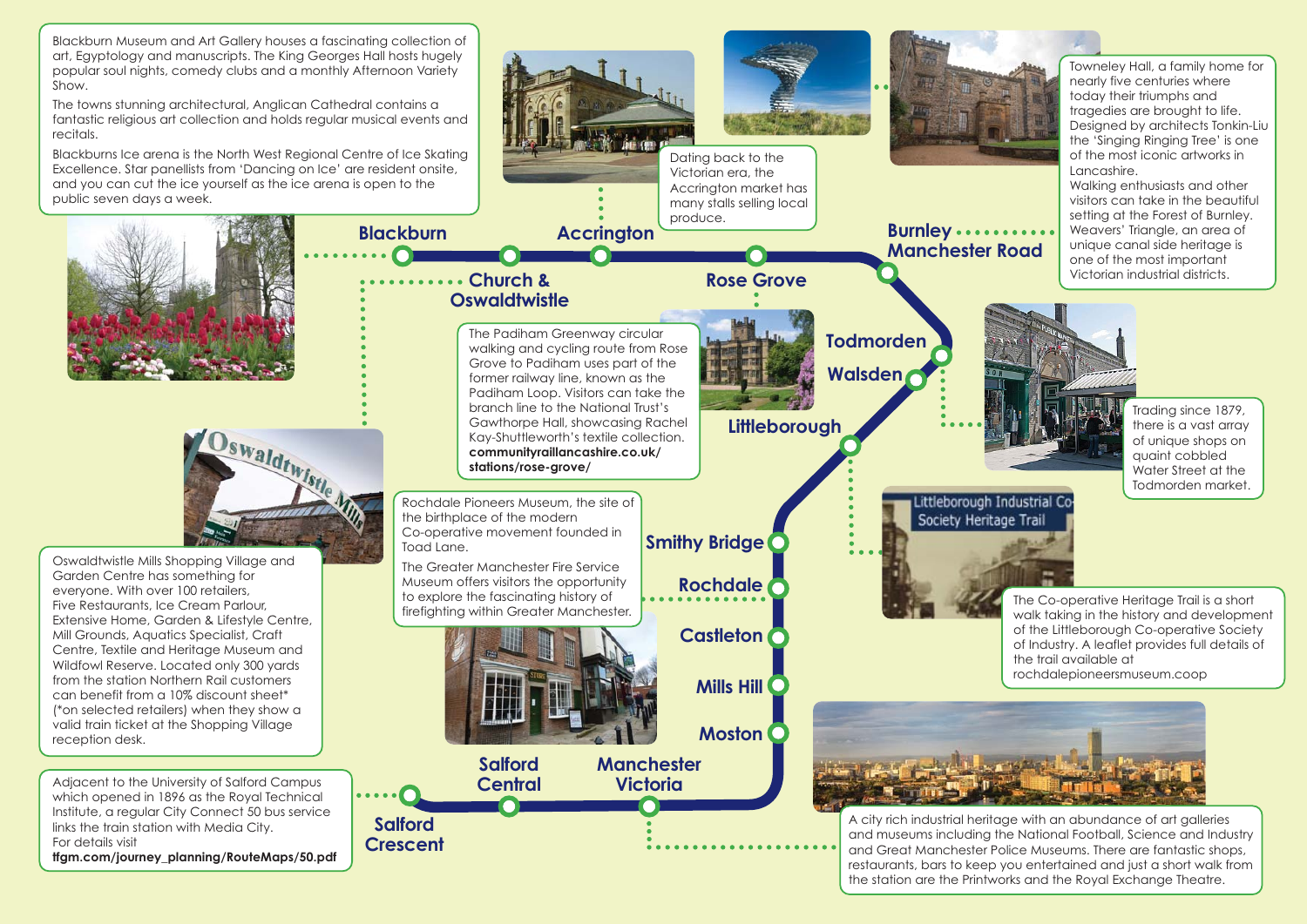Blackburn Museum and Art Gallery houses a fascinating collection of art, Egyptology and manuscripts. The King Georges Hall hosts hugely popular soul nights, comedy clubs and a monthly Afternoon Variety Show.

The towns stunning architectural, Anglican Cathedral contains a fantastic religious art collection and holds regular musical events and recitals.

Blackburns Ice arena is the North West Regional Centre of Ice Skating Excellence. Star panellists from 'Dancing on Ice' are resident onsite, and you can cut the ice yourself as the ice arena is open to the public seven days a week.

Dating back to the Victorian era, the Accrington market has many stalls selling local produce.

Towneley Hall, a family home for nearly five centuries where today their triumphs and tragedies are brought to life. Designed by architects Tonkin-Liu the 'Singing Ringing Tree' is one of the most iconic artworks in Lancashire. Walking enthusiasts and other visitors can take in the beautiful setting at the Forest of Burnley. Weavers' Triangle, an area of unique canal side heritage is one of the most important Victorian industrial districts.

**Blackburn**

**Accrington**

**Church & Oswaldtwistle**

**Rose Grove**

**Burnley Manchester Road**

**Todmorden**

**Walsden**

**Littleborough**

**Smithy Bridge**

**Rochdale**

**Castleton**

**Mills Hill**

**Moston**

**Manchester Victoria**

**Salford Central**

**Salford Crescent**

The Padiham Greenway circular walking and cycling route from Rose Grove to Padiham uses part of the former railway line, known as the Padiham Loop. Visitors can take the branch line to the National Trust's Gawthorpe Hall, showcasing Rachel Kay-Shuttleworth's textile collection. **communityraillancashire.co.uk/stations/rose-grove/**

Trading since 1879, there is a vast array of unique shops on quaint cobbled Water Street at the Todmorden market.

Littleborough Industrial Co-Society Heritage Trail

The Co-operative Heritage Trail is a short walk taking in the history and development of the Littleborough Co-operative Society of Industry. A leaflet provides full details of the trail available at rochdalepioneersmuseum.coop

Rochdale Pioneers Museum, the site of the birthplace of the modern Co-operative movement founded in Toad Lane.

The Greater Manchester Fire Service Museum offers visitors the opportunity to explore the fascinating history of firefighting within Greater Manchester.

Oswaldtwistle Mills Shopping Village and Garden Centre has something for everyone. With over 100 retailers, Five Restaurants, Ice Cream Parlour, Extensive Home, Garden & Lifestyle Centre, Mill Grounds, Aquatics Specialist, Craft Centre, Textile and Heritage Museum and Wildfowl Reserve. Located only 300 yards from the station Northern Rail customers can benefit from a 10% discount sheet* (*on selected retailers) when they show a valid train ticket at the Shopping Village reception desk.

Adjacent to the University of Salford Campus which opened in 1896 as the Royal Technical Institute, a regular City Connect 50 bus service links the train station with Media City. For details visit **tfgm.com/journey_planning/RouteMaps/50.pdf**

A city rich industrial heritage with an abundance of art galleries and museums including the National Football, Science and Industry and Great Manchester Police Museums. There are fantastic shops, restaurants, bars to keep you entertained and just a short walk from the station are the Printworks and the Royal Exchange Theatre.